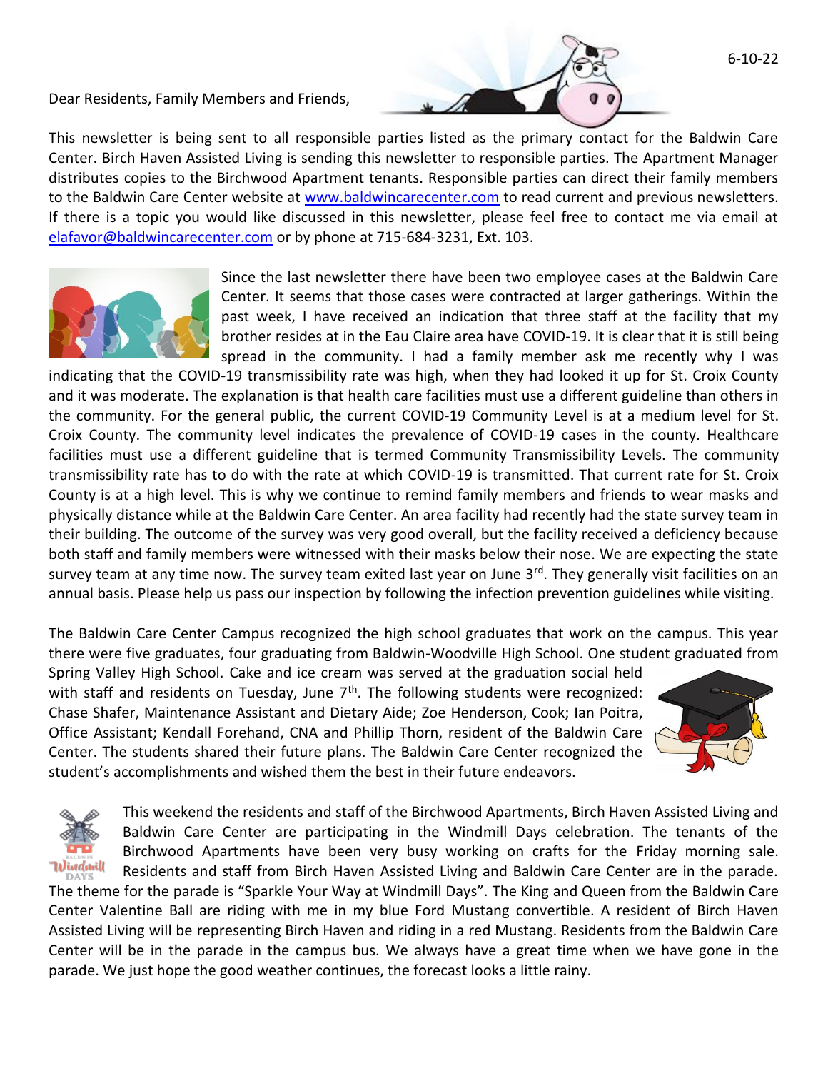6-10-22

Dear Residents, Family Members and Friends,

This newsletter is being sent to all responsible parties listed as the primary contact for the Baldwin Care Center. Birch Haven Assisted Living is sending this newsletter to responsible parties. The Apartment Manager distributes copies to the Birchwood Apartment tenants. Responsible parties can direct their family members to the Baldwin Care Center website at www.baldwincarecenter.com to read current and previous newsletters. If there is a topic you would like discussed in this newsletter, please feel free to contact me via email at elafavor@baldwincarecenter.com or by phone at 715-684-3231, Ext. 103.

Since the last newsletter there have been two employee cases at the Baldwin Care Center. It seems that those cases were contracted at larger gatherings. Within the past week, I have received an indication that three staff at the facility that my brother resides at in the Eau Claire area have COVID-19. It is clear that it is still being spread in the community. I had a family member ask me recently why I was indicating that the COVID-19 transmissibility rate was high, when they had looked it up for St. Croix County and it was moderate. The explanation is that health care facilities must use a different guideline than others in the community. For the general public, the current COVID-19 Community Level is at a medium level for St. Croix County. The community level indicates the prevalence of COVID-19 cases in the county. Healthcare facilities must use a different guideline that is termed Community Transmissibility Levels. The community transmissibility rate has to do with the rate at which COVID-19 is transmitted. That current rate for St. Croix County is at a high level. This is why we continue to remind family members and friends to wear masks and physically distance while at the Baldwin Care Center. An area facility had recently had the state survey team in their building. The outcome of the survey was very good overall, but the facility received a deficiency because both staff and family members were witnessed with their masks below their nose. We are expecting the state survey team at any time now. The survey team exited last year on June 3rd. They generally visit facilities on an annual basis. Please help us pass our inspection by following the infection prevention guidelines while visiting.

The Baldwin Care Center Campus recognized the high school graduates that work on the campus. This year there were five graduates, four graduating from Baldwin-Woodville High School. One student graduated from Spring Valley High School. Cake and ice cream was served at the graduation social held with staff and residents on Tuesday, June 7th. The following students were recognized: Chase Shafer, Maintenance Assistant and Dietary Aide; Zoe Henderson, Cook; Ian Poitra, Office Assistant; Kendall Forehand, CNA and Phillip Thorn, resident of the Baldwin Care Center. The students shared their future plans. The Baldwin Care Center recognized the student's accomplishments and wished them the best in their future endeavors.

This weekend the residents and staff of the Birchwood Apartments, Birch Haven Assisted Living and Baldwin Care Center are participating in the Windmill Days celebration. The tenants of the Birchwood Apartments have been very busy working on crafts for the Friday morning sale. Residents and staff from Birch Haven Assisted Living and Baldwin Care Center are in the parade. The theme for the parade is "Sparkle Your Way at Windmill Days". The King and Queen from the Baldwin Care Center Valentine Ball are riding with me in my blue Ford Mustang convertible. A resident of Birch Haven Assisted Living will be representing Birch Haven and riding in a red Mustang. Residents from the Baldwin Care Center will be in the parade in the campus bus. We always have a great time when we have gone in the parade. We just hope the good weather continues, the forecast looks a little rainy.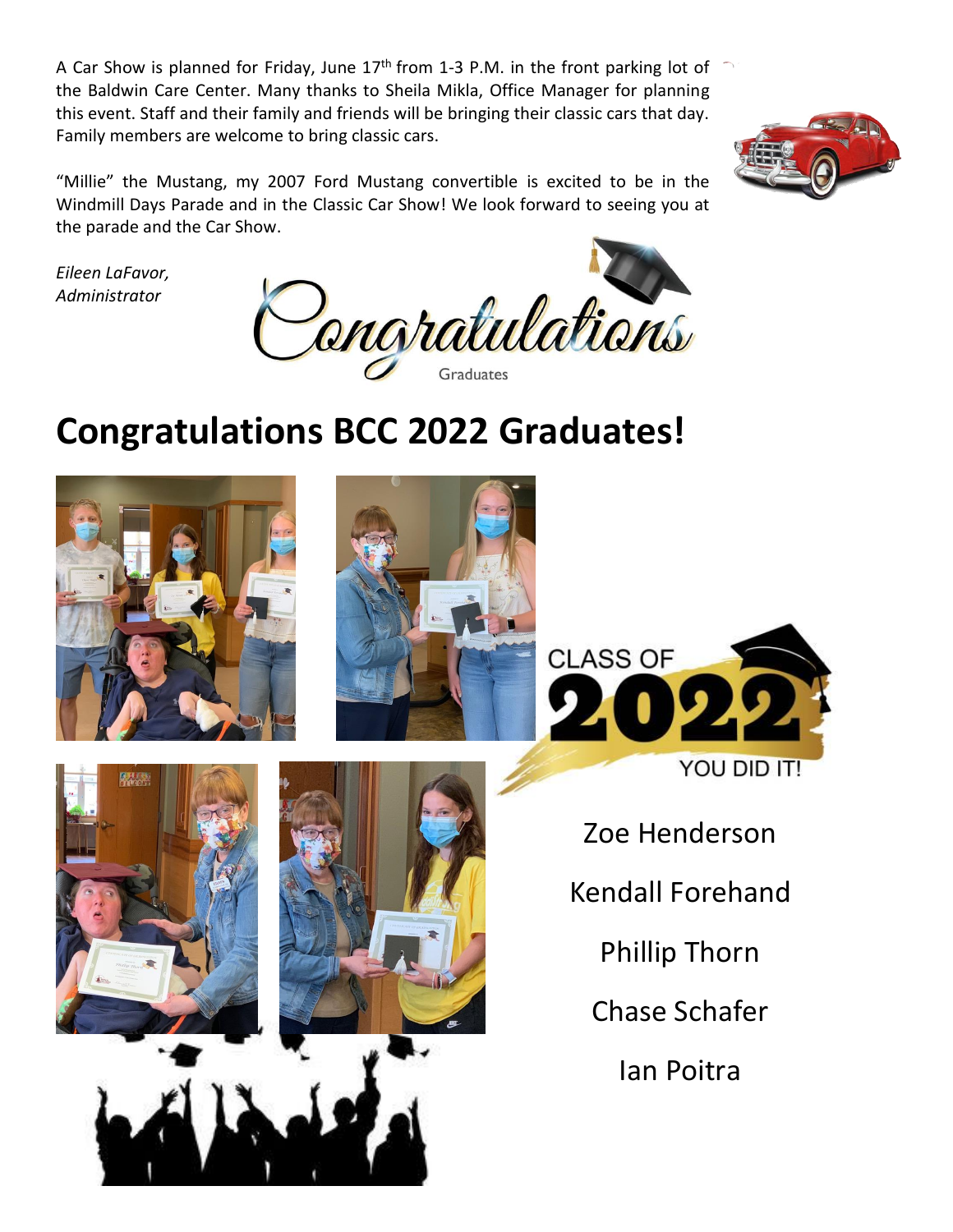A Car Show is planned for Friday, June 17th from 1-3 P.M. in the front parking lot of the Baldwin Care Center. Many thanks to Sheila Mikla, Office Manager for planning this event. Staff and their family and friends will be bringing their classic cars that day. Family members are welcome to bring classic cars.

"Millie" the Mustang, my 2007 Ford Mustang convertible is excited to be in the Windmill Days Parade and in the Classic Car Show! We look forward to seeing you at the parade and the Car Show.

*Eileen LaFavor,*
*Administrator*

Congratulations

Graduates

# Congratulations BCC 2022 Graduates!

CLASS OF 2022

YOU DID IT!

Zoe Henderson

Kendall Forehand

Phillip Thorn

Chase Schafer

Ian Poitra